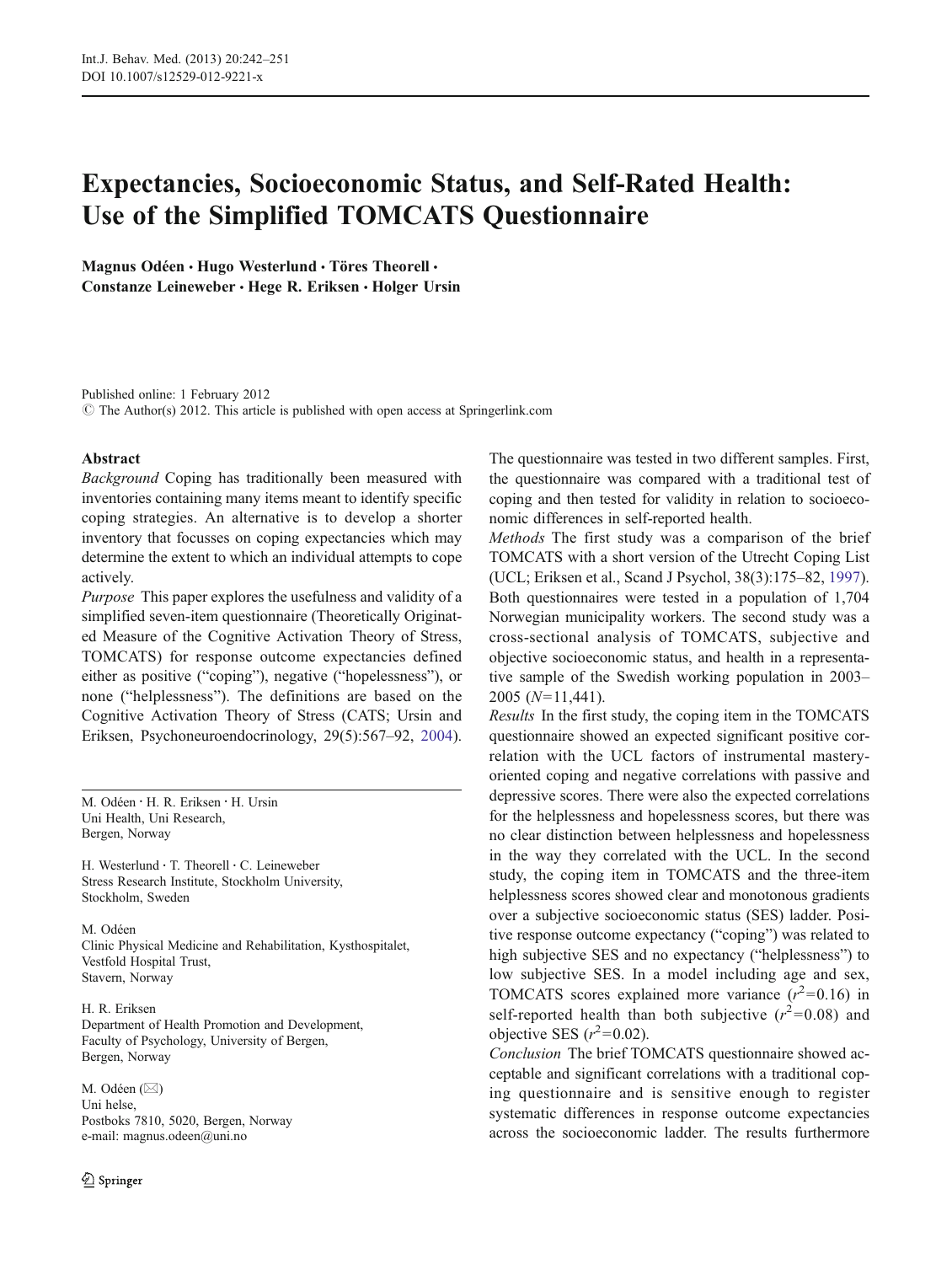# Expectancies, Socioeconomic Status, and Self-Rated Health: Use of the Simplified TOMCATS Questionnaire

**Magnus Odéen · Hugo Westerlund · Töres Theorell · Constanze Leineweber · Hege R. Eriksen · Holger Ursin**

Published online: 1 February 2012
© The Author(s) 2012. This article is published with open access at Springerlink.com

## Abstract

*Background* Coping has traditionally been measured with inventories containing many items meant to identify specific coping strategies. An alternative is to develop a shorter inventory that focusses on coping expectancies which may determine the extent to which an individual attempts to cope actively.

*Purpose* This paper explores the usefulness and validity of a simplified seven-item questionnaire (Theoretically Originated Measure of the Cognitive Activation Theory of Stress, TOMCATS) for response outcome expectancies defined either as positive ("coping"), negative ("hopelessness"), or none ("helplessness"). The definitions are based on the Cognitive Activation Theory of Stress (CATS; Ursin and Eriksen, Psychoneuroendocrinology, 29(5):567–92, 2004). The questionnaire was tested in two different samples. First, the questionnaire was compared with a traditional test of coping and then tested for validity in relation to socioeconomic differences in self-reported health.

*Methods* The first study was a comparison of the brief TOMCATS with a short version of the Utrecht Coping List (UCL; Eriksen et al., Scand J Psychol, 38(3):175–82, 1997). Both questionnaires were tested in a population of 1,704 Norwegian municipality workers. The second study was a cross-sectional analysis of TOMCATS, subjective and objective socioeconomic status, and health in a representative sample of the Swedish working population in 2003–2005 (N=11,441).

*Results* In the first study, the coping item in the TOMCATS questionnaire showed an expected significant positive correlation with the UCL factors of instrumental mastery-oriented coping and negative correlations with passive and depressive scores. There were also the expected correlations for the helplessness and hopelessness scores, but there was no clear distinction between helplessness and hopelessness in the way they correlated with the UCL. In the second study, the coping item in TOMCATS and the three-item helplessness scores showed clear and monotonous gradients over a subjective socioeconomic status (SES) ladder. Positive response outcome expectancy ("coping") was related to high subjective SES and no expectancy ("helplessness") to low subjective SES. In a model including age and sex, TOMCATS scores explained more variance ($r^2$=0.16) in self-reported health than both subjective ($r^2$=0.08) and objective SES ($r^2$=0.02).

*Conclusion* The brief TOMCATS questionnaire showed acceptable and significant correlations with a traditional coping questionnaire and is sensitive enough to register systematic differences in response outcome expectancies across the socioeconomic ladder. The results furthermore

---

M. Odéen · H. R. Eriksen · H. Ursin
Uni Health, Uni Research,
Bergen, Norway

H. Westerlund · T. Theorell · C. Leineweber
Stress Research Institute, Stockholm University,
Stockholm, Sweden

M. Odéen
Clinic Physical Medicine and Rehabilitation, Kysthospitalet,
Vestfold Hospital Trust,
Stavern, Norway

H. R. Eriksen
Department of Health Promotion and Development,
Faculty of Psychology, University of Bergen,
Bergen, Norway

M. Odéen (✉)
Uni helse,
Postboks 7810, 5020, Bergen, Norway
e-mail: magnus.odeen@uni.no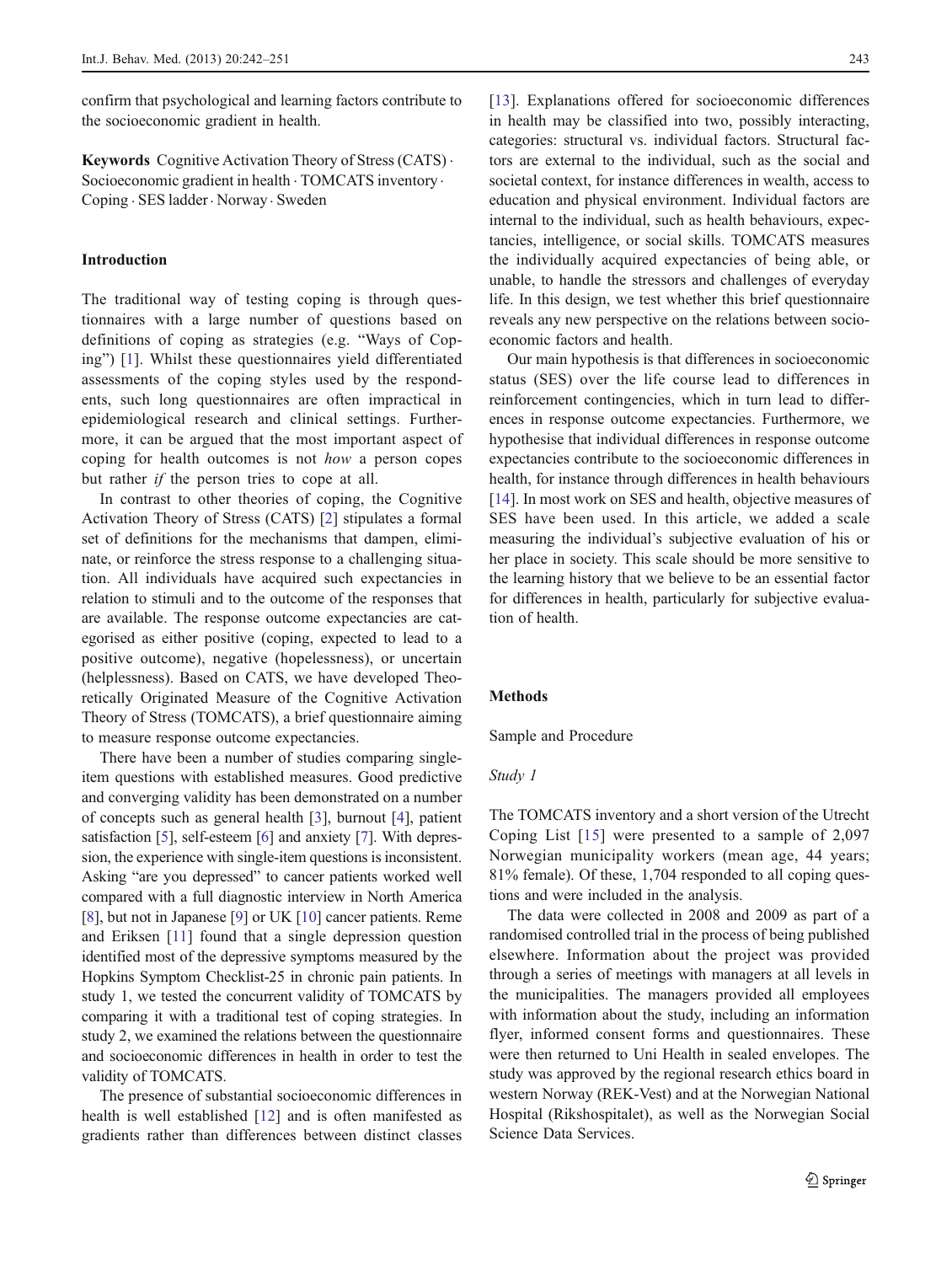confirm that psychological and learning factors contribute to the socioeconomic gradient in health.

**Keywords** Cognitive Activation Theory of Stress (CATS) · Socioeconomic gradient in health · TOMCATS inventory · Coping · SES ladder · Norway · Sweden

## Introduction

The traditional way of testing coping is through questionnaires with a large number of questions based on definitions of coping as strategies (e.g. "Ways of Coping") [1]. Whilst these questionnaires yield differentiated assessments of the coping styles used by the respondents, such long questionnaires are often impractical in epidemiological research and clinical settings. Furthermore, it can be argued that the most important aspect of coping for health outcomes is not *how* a person copes but rather *if* the person tries to cope at all.

In contrast to other theories of coping, the Cognitive Activation Theory of Stress (CATS) [2] stipulates a formal set of definitions for the mechanisms that dampen, eliminate, or reinforce the stress response to a challenging situation. All individuals have acquired such expectancies in relation to stimuli and to the outcome of the responses that are available. The response outcome expectancies are categorised as either positive (coping, expected to lead to a positive outcome), negative (hopelessness), or uncertain (helplessness). Based on CATS, we have developed Theoretically Originated Measure of the Cognitive Activation Theory of Stress (TOMCATS), a brief questionnaire aiming to measure response outcome expectancies.

There have been a number of studies comparing single-item questions with established measures. Good predictive and converging validity has been demonstrated on a number of concepts such as general health [3], burnout [4], patient satisfaction [5], self-esteem [6] and anxiety [7]. With depression, the experience with single-item questions is inconsistent. Asking "are you depressed" to cancer patients worked well compared with a full diagnostic interview in North America [8], but not in Japanese [9] or UK [10] cancer patients. Reme and Eriksen [11] found that a single depression question identified most of the depressive symptoms measured by the Hopkins Symptom Checklist-25 in chronic pain patients. In study 1, we tested the concurrent validity of TOMCATS by comparing it with a traditional test of coping strategies. In study 2, we examined the relations between the questionnaire and socioeconomic differences in health in order to test the validity of TOMCATS.

The presence of substantial socioeconomic differences in health is well established [12] and is often manifested as gradients rather than differences between distinct classes [13]. Explanations offered for socioeconomic differences in health may be classified into two, possibly interacting, categories: structural vs. individual factors. Structural factors are external to the individual, such as the social and societal context, for instance differences in wealth, access to education and physical environment. Individual factors are internal to the individual, such as health behaviours, expectancies, intelligence, or social skills. TOMCATS measures the individually acquired expectancies of being able, or unable, to handle the stressors and challenges of everyday life. In this design, we test whether this brief questionnaire reveals any new perspective on the relations between socioeconomic factors and health.

Our main hypothesis is that differences in socioeconomic status (SES) over the life course lead to differences in reinforcement contingencies, which in turn lead to differences in response outcome expectancies. Furthermore, we hypothesise that individual differences in response outcome expectancies contribute to the socioeconomic differences in health, for instance through differences in health behaviours [14]. In most work on SES and health, objective measures of SES have been used. In this article, we added a scale measuring the individual's subjective evaluation of his or her place in society. This scale should be more sensitive to the learning history that we believe to be an essential factor for differences in health, particularly for subjective evaluation of health.

## Methods

### Sample and Procedure

#### *Study 1*

The TOMCATS inventory and a short version of the Utrecht Coping List [15] were presented to a sample of 2,097 Norwegian municipality workers (mean age, 44 years; 81% female). Of these, 1,704 responded to all coping questions and were included in the analysis.

The data were collected in 2008 and 2009 as part of a randomised controlled trial in the process of being published elsewhere. Information about the project was provided through a series of meetings with managers at all levels in the municipalities. The managers provided all employees with information about the study, including an information flyer, informed consent forms and questionnaires. These were then returned to Uni Health in sealed envelopes. The study was approved by the regional research ethics board in western Norway (REK-Vest) and at the Norwegian National Hospital (Rikshospitalet), as well as the Norwegian Social Science Data Services.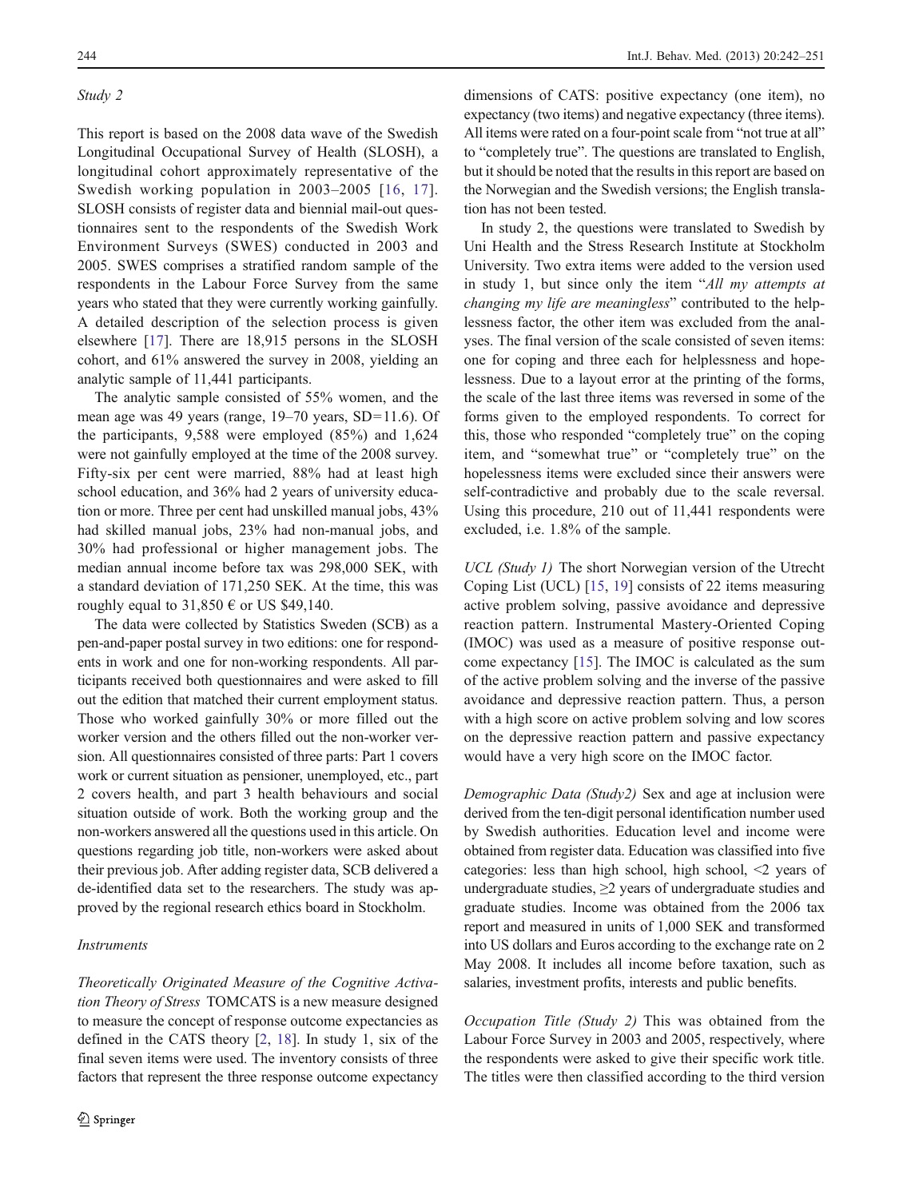*Study 2*

This report is based on the 2008 data wave of the Swedish Longitudinal Occupational Survey of Health (SLOSH), a longitudinal cohort approximately representative of the Swedish working population in 2003–2005 [16, 17]. SLOSH consists of register data and biennial mail-out questionnaires sent to the respondents of the Swedish Work Environment Surveys (SWES) conducted in 2003 and 2005. SWES comprises a stratified random sample of the respondents in the Labour Force Survey from the same years who stated that they were currently working gainfully. A detailed description of the selection process is given elsewhere [17]. There are 18,915 persons in the SLOSH cohort, and 61% answered the survey in 2008, yielding an analytic sample of 11,441 participants.

The analytic sample consisted of 55% women, and the mean age was 49 years (range, 19–70 years, SD=11.6). Of the participants, 9,588 were employed (85%) and 1,624 were not gainfully employed at the time of the 2008 survey. Fifty-six per cent were married, 88% had at least high school education, and 36% had 2 years of university education or more. Three per cent had unskilled manual jobs, 43% had skilled manual jobs, 23% had non-manual jobs, and 30% had professional or higher management jobs. The median annual income before tax was 298,000 SEK, with a standard deviation of 171,250 SEK. At the time, this was roughly equal to 31,850 € or US $49,140.

The data were collected by Statistics Sweden (SCB) as a pen-and-paper postal survey in two editions: one for respondents in work and one for non-working respondents. All participants received both questionnaires and were asked to fill out the edition that matched their current employment status. Those who worked gainfully 30% or more filled out the worker version and the others filled out the non-worker version. All questionnaires consisted of three parts: Part 1 covers work or current situation as pensioner, unemployed, etc., part 2 covers health, and part 3 health behaviours and social situation outside of work. Both the working group and the non-workers answered all the questions used in this article. On questions regarding job title, non-workers were asked about their previous job. After adding register data, SCB delivered a de-identified data set to the researchers. The study was approved by the regional research ethics board in Stockholm.

*Instruments*

*Theoretically Originated Measure of the Cognitive Activation Theory of Stress* TOMCATS is a new measure designed to measure the concept of response outcome expectancies as defined in the CATS theory [2, 18]. In study 1, six of the final seven items were used. The inventory consists of three factors that represent the three response outcome expectancy dimensions of CATS: positive expectancy (one item), no expectancy (two items) and negative expectancy (three items). All items were rated on a four-point scale from "not true at all" to "completely true". The questions are translated to English, but it should be noted that the results in this report are based on the Norwegian and the Swedish versions; the English translation has not been tested.

In study 2, the questions were translated to Swedish by Uni Health and the Stress Research Institute at Stockholm University. Two extra items were added to the version used in study 1, but since only the item "*All my attempts at changing my life are meaningless*" contributed to the helplessness factor, the other item was excluded from the analyses. The final version of the scale consisted of seven items: one for coping and three each for helplessness and hopelessness. Due to a layout error at the printing of the forms, the scale of the last three items was reversed in some of the forms given to the employed respondents. To correct for this, those who responded "completely true" on the coping item, and "somewhat true" or "completely true" on the hopelessness items were excluded since their answers were self-contradictive and probably due to the scale reversal. Using this procedure, 210 out of 11,441 respondents were excluded, i.e. 1.8% of the sample.

*UCL (Study 1)* The short Norwegian version of the Utrecht Coping List (UCL) [15, 19] consists of 22 items measuring active problem solving, passive avoidance and depressive reaction pattern. Instrumental Mastery-Oriented Coping (IMOC) was used as a measure of positive response outcome expectancy [15]. The IMOC is calculated as the sum of the active problem solving and the inverse of the passive avoidance and depressive reaction pattern. Thus, a person with a high score on active problem solving and low scores on the depressive reaction pattern and passive expectancy would have a very high score on the IMOC factor.

*Demographic Data (Study2)* Sex and age at inclusion were derived from the ten-digit personal identification number used by Swedish authorities. Education level and income were obtained from register data. Education was classified into five categories: less than high school, high school, <2 years of undergraduate studies, ≥2 years of undergraduate studies and graduate studies. Income was obtained from the 2006 tax report and measured in units of 1,000 SEK and transformed into US dollars and Euros according to the exchange rate on 2 May 2008. It includes all income before taxation, such as salaries, investment profits, interests and public benefits.

*Occupation Title (Study 2)* This was obtained from the Labour Force Survey in 2003 and 2005, respectively, where the respondents were asked to give their specific work title. The titles were then classified according to the third version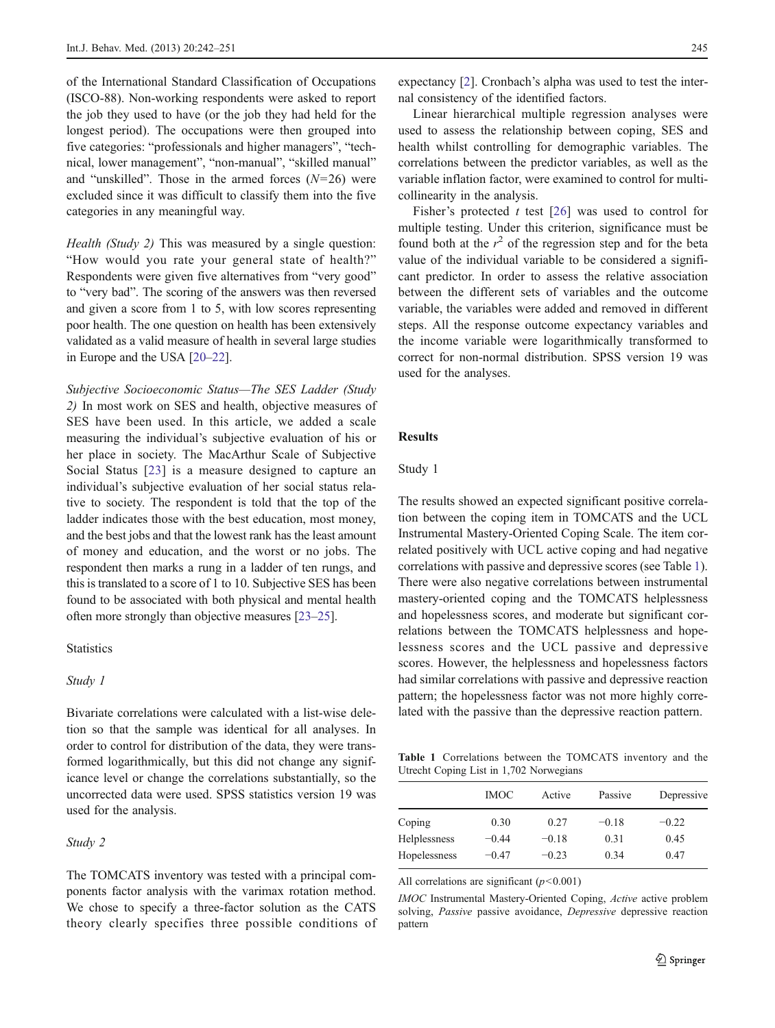of the International Standard Classification of Occupations (ISCO-88). Non-working respondents were asked to report the job they used to have (or the job they had held for the longest period). The occupations were then grouped into five categories: "professionals and higher managers", "technical, lower management", "non-manual", "skilled manual" and "unskilled". Those in the armed forces ($N$=26) were excluded since it was difficult to classify them into the five categories in any meaningful way.

*Health (Study 2)* This was measured by a single question: "How would you rate your general state of health?" Respondents were given five alternatives from "very good" to "very bad". The scoring of the answers was then reversed and given a score from 1 to 5, with low scores representing poor health. The one question on health has been extensively validated as a valid measure of health in several large studies in Europe and the USA [20–22].

*Subjective Socioeconomic Status—The SES Ladder (Study 2)* In most work on SES and health, objective measures of SES have been used. In this article, we added a scale measuring the individual's subjective evaluation of his or her place in society. The MacArthur Scale of Subjective Social Status [23] is a measure designed to capture an individual's subjective evaluation of her social status relative to society. The respondent is told that the top of the ladder indicates those with the best education, most money, and the best jobs and that the lowest rank has the least amount of money and education, and the worst or no jobs. The respondent then marks a rung in a ladder of ten rungs, and this is translated to a score of 1 to 10. Subjective SES has been found to be associated with both physical and mental health often more strongly than objective measures [23–25].

Statistics

*Study 1*

Bivariate correlations were calculated with a list-wise deletion so that the sample was identical for all analyses. In order to control for distribution of the data, they were transformed logarithmically, but this did not change any significance level or change the correlations substantially, so the uncorrected data were used. SPSS statistics version 19 was used for the analysis.

*Study 2*

The TOMCATS inventory was tested with a principal components factor analysis with the varimax rotation method. We chose to specify a three-factor solution as the CATS theory clearly specifies three possible conditions of expectancy [2]. Cronbach's alpha was used to test the internal consistency of the identified factors.

Linear hierarchical multiple regression analyses were used to assess the relationship between coping, SES and health whilst controlling for demographic variables. The correlations between the predictor variables, as well as the variable inflation factor, were examined to control for multicollinearity in the analysis.

Fisher's protected $t$ test [26] was used to control for multiple testing. Under this criterion, significance must be found both at the $r^2$ of the regression step and for the beta value of the individual variable to be considered a significant predictor. In order to assess the relative association between the different sets of variables and the outcome variable, the variables were added and removed in different steps. All the response outcome expectancy variables and the income variable were logarithmically transformed to correct for non-normal distribution. SPSS version 19 was used for the analyses.

## Results

Study 1

The results showed an expected significant positive correlation between the coping item in TOMCATS and the UCL Instrumental Mastery-Oriented Coping Scale. The item correlated positively with UCL active coping and had negative correlations with passive and depressive scores (see Table 1). There were also negative correlations between instrumental mastery-oriented coping and the TOMCATS helplessness and hopelessness scores, and moderate but significant correlations between the TOMCATS helplessness and hopelessness scores and the UCL passive and depressive scores. However, the helplessness and hopelessness factors had similar correlations with passive and depressive reaction pattern; the hopelessness factor was not more highly correlated with the passive than the depressive reaction pattern.

**Table 1** Correlations between the TOMCATS inventory and the Utrecht Coping List in 1,702 Norwegians

| | IMOC | Active | Passive | Depressive |
|---|---|---|---|---|
| Coping | 0.30 | 0.27 | −0.18 | −0.22 |
| Helplessness | −0.44 | −0.18 | 0.31 | 0.45 |
| Hopelessness | −0.47 | −0.23 | 0.34 | 0.47 |

All correlations are significant ($p$<0.001)

*IMOC* Instrumental Mastery-Oriented Coping, *Active* active problem solving, *Passive* passive avoidance, *Depressive* depressive reaction pattern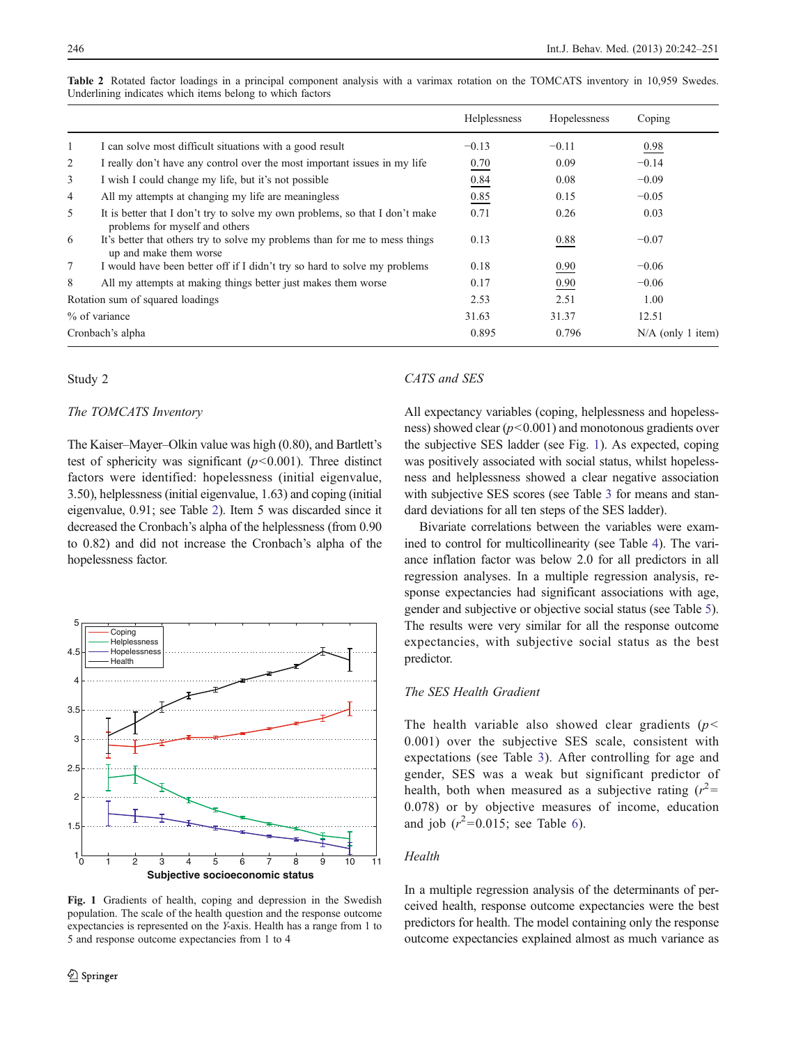**Table 2** Rotated factor loadings in a principal component analysis with a varimax rotation on the TOMCATS inventory in 10,959 Swedes. Underlining indicates which items belong to which factors

| | | Helplessness | Hopelessness | Coping |
|---|---|---|---|---|
| 1 | I can solve most difficult situations with a good result | −0.13 | −0.11 | <u>0.98</u> |
| 2 | I really don't have any control over the most important issues in my life | <u>0.70</u> | 0.09 | −0.14 |
| 3 | I wish I could change my life, but it's not possible | <u>0.84</u> | 0.08 | −0.09 |
| 4 | All my attempts at changing my life are meaningless | <u>0.85</u> | 0.15 | −0.05 |
| 5 | It is better that I don't try to solve my own problems, so that I don't make problems for myself and others | 0.71 | 0.26 | 0.03 |
| 6 | It's better that others try to solve my problems than for me to mess things up and make them worse | 0.13 | <u>0.88</u> | −0.07 |
| 7 | I would have been better off if I didn't try so hard to solve my problems | 0.18 | <u>0.90</u> | −0.06 |
| 8 | All my attempts at making things better just makes them worse | 0.17 | <u>0.90</u> | −0.06 |
| Rotation sum of squared loadings | | 2.53 | 2.51 | 1.00 |
| % of variance | | 31.63 | 31.37 | 12.51 |
| Cronbach's alpha | | 0.895 | 0.796 | N/A (only 1 item) |

### Study 2

#### *The TOMCATS Inventory*

The Kaiser–Mayer–Olkin value was high (0.80), and Bartlett's test of sphericity was significant ($p<0.001$). Three distinct factors were identified: hopelessness (initial eigenvalue, 3.50), helplessness (initial eigenvalue, 1.63) and coping (initial eigenvalue, 0.91; see Table 2). Item 5 was discarded since it decreased the Cronbach's alpha of the helplessness (from 0.90 to 0.82) and did not increase the Cronbach's alpha of the hopelessness factor.

Coping
Helplessness
Hopelessness
Health
Subjective socioeconomic status

**Fig. 1** Gradients of health, coping and depression in the Swedish population. The scale of the health question and the response outcome expectancies is represented on the *Y*-axis. Health has a range from 1 to 5 and response outcome expectancies from 1 to 4

#### *CATS and SES*

All expectancy variables (coping, helplessness and hopelessness) showed clear ($p<0.001$) and monotonous gradients over the subjective SES ladder (see Fig. 1). As expected, coping was positively associated with social status, whilst hopelessness and helplessness showed a clear negative association with subjective SES scores (see Table 3 for means and standard deviations for all ten steps of the SES ladder).

Bivariate correlations between the variables were examined to control for multicollinearity (see Table 4). The variance inflation factor was below 2.0 for all predictors in all regression analyses. In a multiple regression analysis, response expectancies had significant associations with age, gender and subjective or objective social status (see Table 5). The results were very similar for all the response outcome expectancies, with subjective social status as the best predictor.

#### *The SES Health Gradient*

The health variable also showed clear gradients ($p<0.001$) over the subjective SES scale, consistent with expectations (see Table 3). After controlling for age and gender, SES was a weak but significant predictor of health, both when measured as a subjective rating ($r^2=0.078$) or by objective measures of income, education and job ($r^2=0.015$; see Table 6).

#### *Health*

In a multiple regression analysis of the determinants of perceived health, response outcome expectancies were the best predictors for health. The model containing only the response outcome expectancies explained almost as much variance as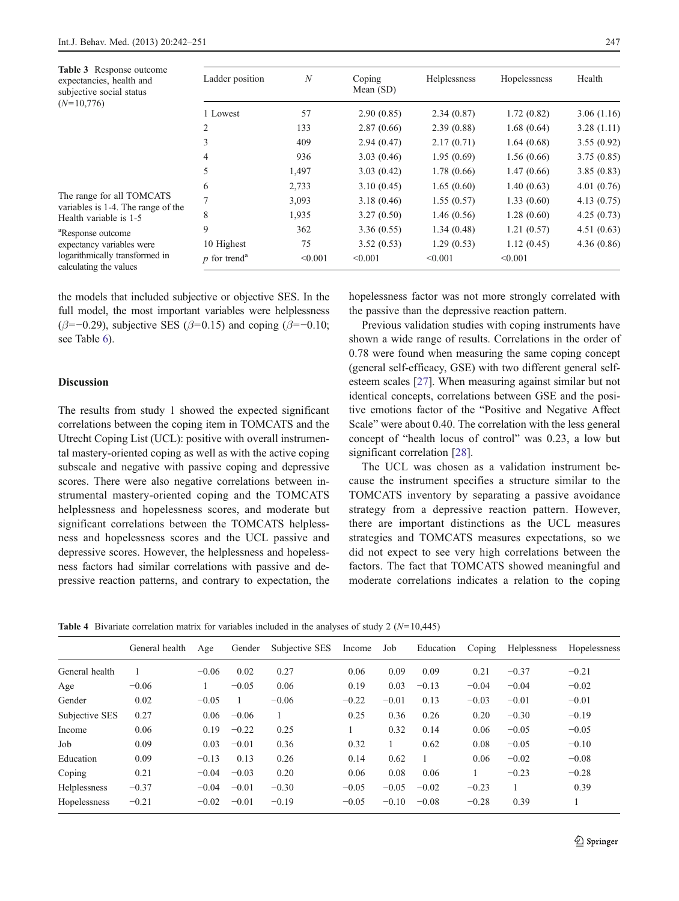**Table 3** Response outcome expectancies, health and subjective social status ($N$=10,776)

| Ladder position | $N$ | Coping Mean (SD) | Helplessness | Hopelessness | Health |
|---|---|---|---|---|---|
| 1 Lowest | 57 | 2.90 (0.85) | 2.34 (0.87) | 1.72 (0.82) | 3.06 (1.16) |
| 2 | 133 | 2.87 (0.66) | 2.39 (0.88) | 1.68 (0.64) | 3.28 (1.11) |
| 3 | 409 | 2.94 (0.47) | 2.17 (0.71) | 1.64 (0.68) | 3.55 (0.92) |
| 4 | 936 | 3.03 (0.46) | 1.95 (0.69) | 1.56 (0.66) | 3.75 (0.85) |
| 5 | 1,497 | 3.03 (0.42) | 1.78 (0.66) | 1.47 (0.66) | 3.85 (0.83) |
| 6 | 2,733 | 3.10 (0.45) | 1.65 (0.60) | 1.40 (0.63) | 4.01 (0.76) |
| 7 | 3,093 | 3.18 (0.46) | 1.55 (0.57) | 1.33 (0.60) | 4.13 (0.75) |
| 8 | 1,935 | 3.27 (0.50) | 1.46 (0.56) | 1.28 (0.60) | 4.25 (0.73) |
| 9 | 362 | 3.36 (0.55) | 1.34 (0.48) | 1.21 (0.57) | 4.51 (0.63) |
| 10 Highest | 75 | 3.52 (0.53) | 1.29 (0.53) | 1.12 (0.45) | 4.36 (0.86) |
| $p$ for trend[a] | <0.001 | <0.001 | <0.001 | <0.001 | |

The range for all TOMCATS variables is 1-4. The range of the Health variable is 1-5

[a]Response outcome expectancy variables were logarithmically transformed in calculating the values

the models that included subjective or objective SES. In the full model, the most important variables were helplessness ($\beta$=−0.29), subjective SES ($\beta$=0.15) and coping ($\beta$=−0.10; see Table 6).

## Discussion

The results from study 1 showed the expected significant correlations between the coping item in TOMCATS and the Utrecht Coping List (UCL): positive with overall instrumental mastery-oriented coping as well as with the active coping subscale and negative with passive coping and depressive scores. There were also negative correlations between instrumental mastery-oriented coping and the TOMCATS helplessness and hopelessness scores, and moderate but significant correlations between the TOMCATS helplessness and hopelessness scores and the UCL passive and depressive scores. However, the helplessness and hopelessness factors had similar correlations with passive and depressive reaction patterns, and contrary to expectation, the hopelessness factor was not more strongly correlated with the passive than the depressive reaction pattern.

Previous validation studies with coping instruments have shown a wide range of results. Correlations in the order of 0.78 were found when measuring the same coping concept (general self-efficacy, GSE) with two different general self-esteem scales [27]. When measuring against similar but not identical concepts, correlations between GSE and the positive emotions factor of the "Positive and Negative Affect Scale" were about 0.40. The correlation with the less general concept of "health locus of control" was 0.23, a low but significant correlation [28].

The UCL was chosen as a validation instrument because the instrument specifies a structure similar to the TOMCATS inventory by separating a passive avoidance strategy from a depressive reaction pattern. However, there are important distinctions as the UCL measures strategies and TOMCATS measures expectations, so we did not expect to see very high correlations between the factors. The fact that TOMCATS showed meaningful and moderate correlations indicates a relation to the coping

**Table 4** Bivariate correlation matrix for variables included in the analyses of study 2 ($N$=10,445)

| | General health | Age | Gender | Subjective SES | Income | Job | Education | Coping | Helplessness | Hopelessness |
|---|---|---|---|---|---|---|---|---|---|---|
| General health | 1 | −0.06 | 0.02 | 0.27 | 0.06 | 0.09 | 0.09 | 0.21 | −0.37 | −0.21 |
| Age | −0.06 | 1 | −0.05 | 0.06 | 0.19 | 0.03 | −0.13 | −0.04 | −0.04 | −0.02 |
| Gender | 0.02 | −0.05 | 1 | −0.06 | −0.22 | −0.01 | 0.13 | −0.03 | −0.01 | −0.01 |
| Subjective SES | 0.27 | 0.06 | −0.06 | 1 | 0.25 | 0.36 | 0.26 | 0.20 | −0.30 | −0.19 |
| Income | 0.06 | 0.19 | −0.22 | 0.25 | 1 | 0.32 | 0.14 | 0.06 | −0.05 | −0.05 |
| Job | 0.09 | 0.03 | −0.01 | 0.36 | 0.32 | 1 | 0.62 | 0.08 | −0.05 | −0.10 |
| Education | 0.09 | −0.13 | 0.13 | 0.26 | 0.14 | 0.62 | 1 | 0.06 | −0.02 | −0.08 |
| Coping | 0.21 | −0.04 | −0.03 | 0.20 | 0.06 | 0.08 | 0.06 | 1 | −0.23 | −0.28 |
| Helplessness | −0.37 | −0.04 | −0.01 | −0.30 | −0.05 | −0.05 | −0.02 | −0.23 | 1 | 0.39 |
| Hopelessness | −0.21 | −0.02 | −0.01 | −0.19 | −0.05 | −0.10 | −0.08 | −0.28 | 0.39 | 1 |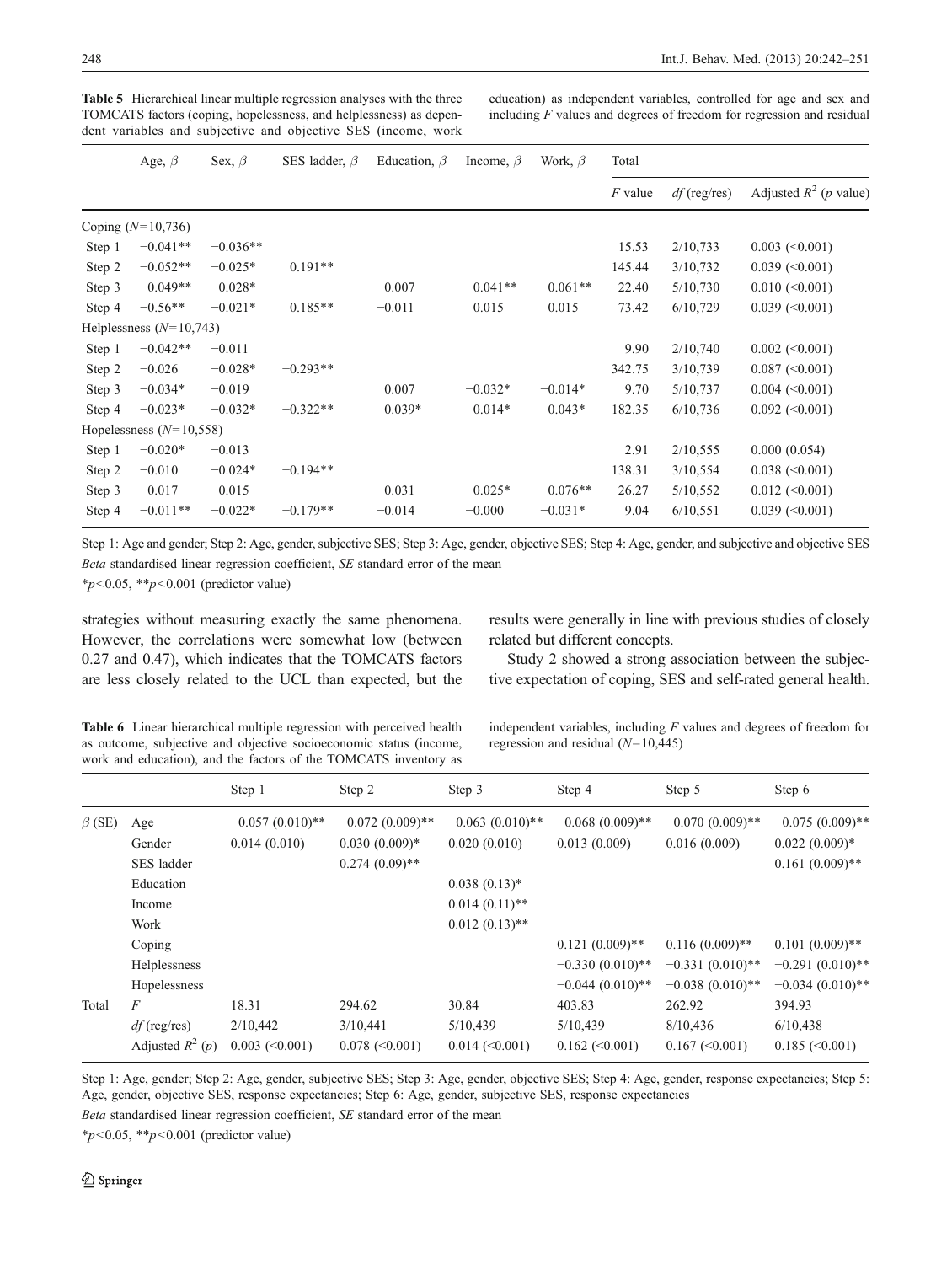**Table 5** Hierarchical linear multiple regression analyses with the three TOMCATS factors (coping, hopelessness, and helplessness) as dependent variables and subjective and objective SES (income, work education) as independent variables, controlled for age and sex and including *F* values and degrees of freedom for regression and residual

| | Age, β | Sex, β | SES ladder, β | Education, β | Income, β | Work, β | Total | | |
|---|---|---|---|---|---|---|---|---|---|
| | | | | | | | *F* value | *df* (reg/res) | Adjusted $R^2$ (*p* value) |
| Coping (*N*=10,736) | | | | | | | | | |
| Step 1 | −0.041** | −0.036** | | | | | 15.53 | 2/10,733 | 0.003 (<0.001) |
| Step 2 | −0.052** | −0.025* | 0.191** | | | | 145.44 | 3/10,732 | 0.039 (<0.001) |
| Step 3 | −0.049** | −0.028* | | 0.007 | 0.041** | 0.061** | 22.40 | 5/10,730 | 0.010 (<0.001) |
| Step 4 | −0.56** | −0.021* | 0.185** | −0.011 | 0.015 | 0.015 | 73.42 | 6/10,729 | 0.039 (<0.001) |
| Helplessness (*N*=10,743) | | | | | | | | | |
| Step 1 | −0.042** | −0.011 | | | | | 9.90 | 2/10,740 | 0.002 (<0.001) |
| Step 2 | −0.026 | −0.028* | −0.293** | | | | 342.75 | 3/10,739 | 0.087 (<0.001) |
| Step 3 | −0.034* | −0.019 | | 0.007 | −0.032* | −0.014* | 9.70 | 5/10,737 | 0.004 (<0.001) |
| Step 4 | −0.023* | −0.032* | −0.322** | 0.039* | 0.014* | 0.043* | 182.35 | 6/10,736 | 0.092 (<0.001) |
| Hopelessness (*N*=10,558) | | | | | | | | | |
| Step 1 | −0.020* | −0.013 | | | | | 2.91 | 2/10,555 | 0.000 (0.054) |
| Step 2 | −0.010 | −0.024* | −0.194** | | | | 138.31 | 3/10,554 | 0.038 (<0.001) |
| Step 3 | −0.017 | −0.015 | | −0.031 | −0.025* | −0.076** | 26.27 | 5/10,552 | 0.012 (<0.001) |
| Step 4 | −0.011** | −0.022* | −0.179** | −0.014 | −0.000 | −0.031* | 9.04 | 6/10,551 | 0.039 (<0.001) |

Step 1: Age and gender; Step 2: Age, gender, subjective SES; Step 3: Age, gender, objective SES; Step 4: Age, gender, and subjective and objective SES

*Beta* standardised linear regression coefficient, *SE* standard error of the mean

*$p<0.05$, **$p<0.001$ (predictor value)

strategies without measuring exactly the same phenomena. However, the correlations were somewhat low (between 0.27 and 0.47), which indicates that the TOMCATS factors are less closely related to the UCL than expected, but the results were generally in line with previous studies of closely related but different concepts.

Study 2 showed a strong association between the subjective expectation of coping, SES and self-rated general health.

**Table 6** Linear hierarchical multiple regression with perceived health as outcome, subjective and objective socioeconomic status (income, work and education), and the factors of the TOMCATS inventory as independent variables, including *F* values and degrees of freedom for regression and residual (*N*=10,445)

| | | Step 1 | Step 2 | Step 3 | Step 4 | Step 5 | Step 6 |
|---|---|---|---|---|---|---|---|
| β (SE) | Age | −0.057 (0.010)** | −0.072 (0.009)** | −0.063 (0.010)** | −0.068 (0.009)** | −0.070 (0.009)** | −0.075 (0.009)** |
| | Gender | 0.014 (0.010) | 0.030 (0.009)* | 0.020 (0.010) | 0.013 (0.009) | 0.016 (0.009) | 0.022 (0.009)* |
| | SES ladder | | 0.274 (0.09)** | | | | 0.161 (0.009)** |
| | Education | | | 0.038 (0.13)* | | | |
| | Income | | | 0.014 (0.11)** | | | |
| | Work | | | 0.012 (0.13)** | | | |
| | Coping | | | | 0.121 (0.009)** | 0.116 (0.009)** | 0.101 (0.009)** |
| | Helplessness | | | | −0.330 (0.010)** | −0.331 (0.010)** | −0.291 (0.010)** |
| | Hopelessness | | | | −0.044 (0.010)** | −0.038 (0.010)** | −0.034 (0.010)** |
| Total | *F* | 18.31 | 294.62 | 30.84 | 403.83 | 262.92 | 394.93 |
| | *df* (reg/res) | 2/10,442 | 3/10,441 | 5/10,439 | 5/10,439 | 8/10,436 | 6/10,438 |
| | Adjusted $R^2$ (*p*) | 0.003 (<0.001) | 0.078 (<0.001) | 0.014 (<0.001) | 0.162 (<0.001) | 0.167 (<0.001) | 0.185 (<0.001) |

Step 1: Age, gender; Step 2: Age, gender, subjective SES; Step 3: Age, gender, objective SES; Step 4: Age, gender, response expectancies; Step 5: Age, gender, objective SES, response expectancies; Step 6: Age, gender, subjective SES, response expectancies

*Beta* standardised linear regression coefficient, *SE* standard error of the mean

*$p<0.05$, **$p<0.001$ (predictor value)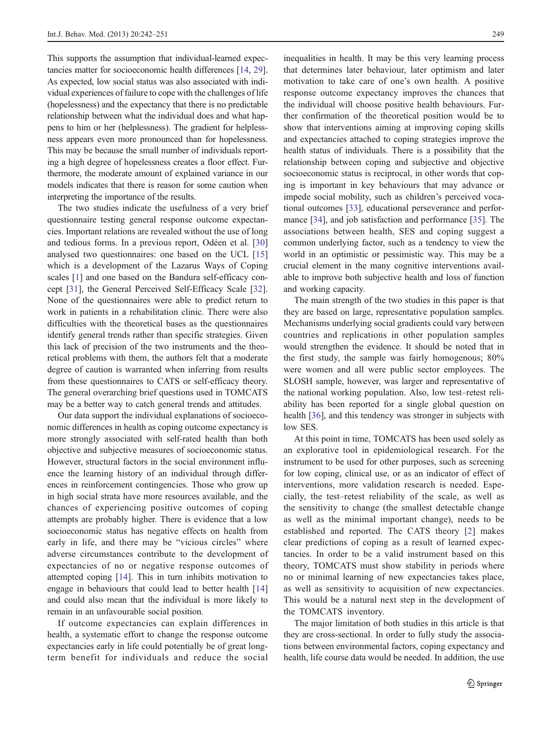This supports the assumption that individual-learned expectancies matter for socioeconomic health differences [14, 29]. As expected, low social status was also associated with individual experiences of failure to cope with the challenges of life (hopelessness) and the expectancy that there is no predictable relationship between what the individual does and what happens to him or her (helplessness). The gradient for helplessness appears even more pronounced than for hopelessness. This may be because the small number of individuals reporting a high degree of hopelessness creates a floor effect. Furthermore, the moderate amount of explained variance in our models indicates that there is reason for some caution when interpreting the importance of the results.

The two studies indicate the usefulness of a very brief questionnaire testing general response outcome expectancies. Important relations are revealed without the use of long and tedious forms. In a previous report, Odéen et al. [30] analysed two questionnaires: one based on the UCL [15] which is a development of the Lazarus Ways of Coping scales [1] and one based on the Bandura self-efficacy concept [31], the General Perceived Self-Efficacy Scale [32]. None of the questionnaires were able to predict return to work in patients in a rehabilitation clinic. There were also difficulties with the theoretical bases as the questionnaires identify general trends rather than specific strategies. Given this lack of precision of the two instruments and the theoretical problems with them, the authors felt that a moderate degree of caution is warranted when inferring from results from these questionnaires to CATS or self-efficacy theory. The general overarching brief questions used in TOMCATS may be a better way to catch general trends and attitudes.

Our data support the individual explanations of socioeconomic differences in health as coping outcome expectancy is more strongly associated with self-rated health than both objective and subjective measures of socioeconomic status. However, structural factors in the social environment influence the learning history of an individual through differences in reinforcement contingencies. Those who grow up in high social strata have more resources available, and the chances of experiencing positive outcomes of coping attempts are probably higher. There is evidence that a low socioeconomic status has negative effects on health from early in life, and there may be "vicious circles" where adverse circumstances contribute to the development of expectancies of no or negative response outcomes of attempted coping [14]. This in turn inhibits motivation to engage in behaviours that could lead to better health [14] and could also mean that the individual is more likely to remain in an unfavourable social position.

If outcome expectancies can explain differences in health, a systematic effort to change the response outcome expectancies early in life could potentially be of great long-term benefit for individuals and reduce the social inequalities in health. It may be this very learning process that determines later behaviour, later optimism and later motivation to take care of one's own health. A positive response outcome expectancy improves the chances that the individual will choose positive health behaviours. Further confirmation of the theoretical position would be to show that interventions aiming at improving coping skills and expectancies attached to coping strategies improve the health status of individuals. There is a possibility that the relationship between coping and subjective and objective socioeconomic status is reciprocal, in other words that coping is important in key behaviours that may advance or impede social mobility, such as children's perceived vocational outcomes [33], educational perseverance and performance [34], and job satisfaction and performance [35]. The associations between health, SES and coping suggest a common underlying factor, such as a tendency to view the world in an optimistic or pessimistic way. This may be a crucial element in the many cognitive interventions available to improve both subjective health and loss of function and working capacity.

The main strength of the two studies in this paper is that they are based on large, representative population samples. Mechanisms underlying social gradients could vary between countries and replications in other population samples would strengthen the evidence. It should be noted that in the first study, the sample was fairly homogenous; 80% were women and all were public sector employees. The SLOSH sample, however, was larger and representative of the national working population. Also, low test–retest reliability has been reported for a single global question on health [36], and this tendency was stronger in subjects with low SES.

At this point in time, TOMCATS has been used solely as an explorative tool in epidemiological research. For the instrument to be used for other purposes, such as screening for low coping, clinical use, or as an indicator of effect of interventions, more validation research is needed. Especially, the test–retest reliability of the scale, as well as the sensitivity to change (the smallest detectable change as well as the minimal important change), needs to be established and reported. The CATS theory [2] makes clear predictions of coping as a result of learned expectancies. In order to be a valid instrument based on this theory, TOMCATS must show stability in periods where no or minimal learning of new expectancies takes place, as well as sensitivity to acquisition of new expectancies. This would be a natural next step in the development of the TOMCATS inventory.

The major limitation of both studies in this article is that they are cross-sectional. In order to fully study the associations between environmental factors, coping expectancy and health, life course data would be needed. In addition, the use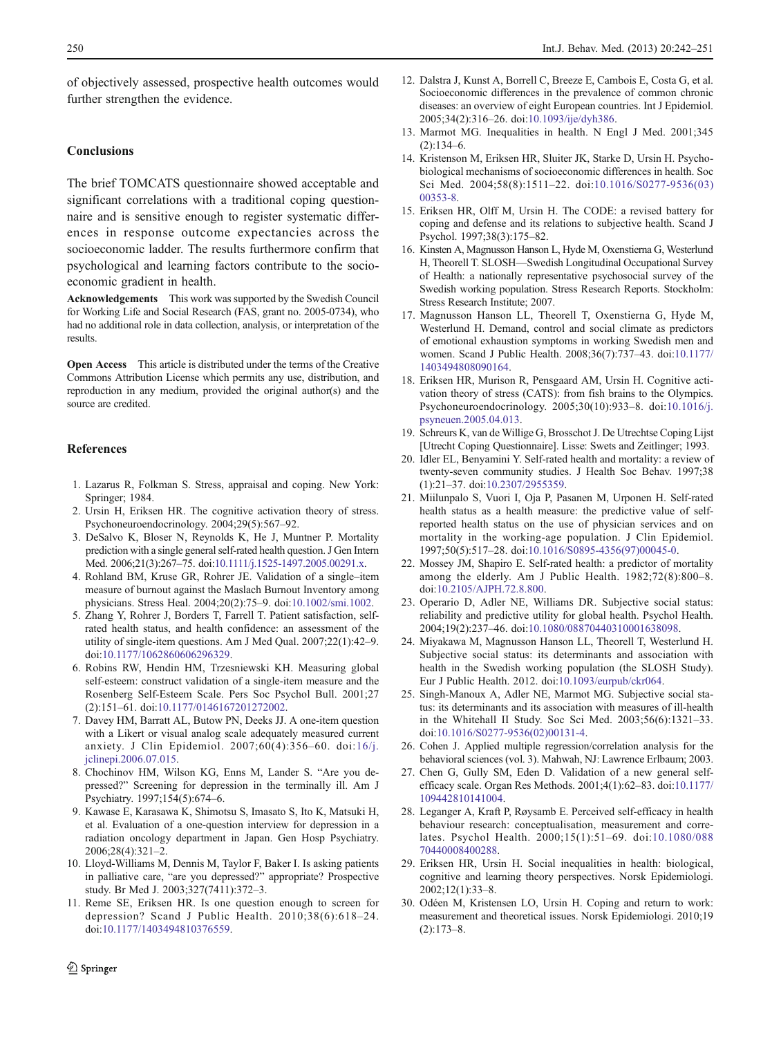of objectively assessed, prospective health outcomes would further strengthen the evidence.

## Conclusions

The brief TOMCATS questionnaire showed acceptable and significant correlations with a traditional coping questionnaire and is sensitive enough to register systematic differences in response outcome expectancies across the socioeconomic ladder. The results furthermore confirm that psychological and learning factors contribute to the socioeconomic gradient in health.

**Acknowledgements** This work was supported by the Swedish Council for Working Life and Social Research (FAS, grant no. 2005-0734), who had no additional role in data collection, analysis, or interpretation of the results.

**Open Access** This article is distributed under the terms of the Creative Commons Attribution License which permits any use, distribution, and reproduction in any medium, provided the original author(s) and the source are credited.

## References

1. Lazarus R, Folkman S. Stress, appraisal and coping. New York: Springer; 1984.
2. Ursin H, Eriksen HR. The cognitive activation theory of stress. Psychoneuroendocrinology. 2004;29(5):567–92.
3. DeSalvo K, Bloser N, Reynolds K, He J, Muntner P. Mortality prediction with a single general self-rated health question. J Gen Intern Med. 2006;21(3):267–75. doi:10.1111/j.1525-1497.2005.00291.x.
4. Rohland BM, Kruse GR, Rohrer JE. Validation of a single–item measure of burnout against the Maslach Burnout Inventory among physicians. Stress Heal. 2004;20(2):75–9. doi:10.1002/smi.1002.
5. Zhang Y, Rohrer J, Borders T, Farrell T. Patient satisfaction, self-rated health status, and health confidence: an assessment of the utility of single-item questions. Am J Med Qual. 2007;22(1):42–9. doi:10.1177/1062860606296329.
6. Robins RW, Hendin HM, Trzesniewski KH. Measuring global self-esteem: construct validation of a single-item measure and the Rosenberg Self-Esteem Scale. Pers Soc Psychol Bull. 2001;27 (2):151–61. doi:10.1177/0146167201272002.
7. Davey HM, Barratt AL, Butow PN, Deeks JJ. A one-item question with a Likert or visual analog scale adequately measured current anxiety. J Clin Epidemiol. 2007;60(4):356–60. doi:16/j.jclinepi.2006.07.015.
8. Chochinov HM, Wilson KG, Enns M, Lander S. "Are you depressed?" Screening for depression in the terminally ill. Am J Psychiatry. 1997;154(5):674–6.
9. Kawase E, Karasawa K, Shimotsu S, Imasato S, Ito K, Matsuki H, et al. Evaluation of a one-question interview for depression in a radiation oncology department in Japan. Gen Hosp Psychiatry. 2006;28(4):321–2.
10. Lloyd-Williams M, Dennis M, Taylor F, Baker I. Is asking patients in palliative care, "are you depressed?" appropriate? Prospective study. Br Med J. 2003;327(7411):372–3.
11. Reme SE, Eriksen HR. Is one question enough to screen for depression? Scand J Public Health. 2010;38(6):618–24. doi:10.1177/1403494810376559.
12. Dalstra J, Kunst A, Borrell C, Breeze E, Cambois E, Costa G, et al. Socioeconomic differences in the prevalence of common chronic diseases: an overview of eight European countries. Int J Epidemiol. 2005;34(2):316–26. doi:10.1093/ije/dyh386.
13. Marmot MG. Inequalities in health. N Engl J Med. 2001;345 (2):134–6.
14. Kristenson M, Eriksen HR, Sluiter JK, Starke D, Ursin H. Psychobiological mechanisms of socioeconomic differences in health. Soc Sci Med. 2004;58(8):1511–22. doi:10.1016/S0277-9536(03)00353-8.
15. Eriksen HR, Olff M, Ursin H. The CODE: a revised battery for coping and defense and its relations to subjective health. Scand J Psychol. 1997;38(3):175–82.
16. Kinsten A, Magnusson Hanson L, Hyde M, Oxenstierna G, Westerlund H, Theorell T. SLOSH—Swedish Longitudinal Occupational Survey of Health: a nationally representative psychosocial survey of the Swedish working population. Stress Research Reports. Stockholm: Stress Research Institute; 2007.
17. Magnusson Hanson LL, Theorell T, Oxenstierna G, Hyde M, Westerlund H. Demand, control and social climate as predictors of emotional exhaustion symptoms in working Swedish men and women. Scand J Public Health. 2008;36(7):737–43. doi:10.1177/1403494808090164.
18. Eriksen HR, Murison R, Pensgaard AM, Ursin H. Cognitive activation theory of stress (CATS): from fish brains to the Olympics. Psychoneuroendocrinology. 2005;30(10):933–8. doi:10.1016/j.psyneuen.2005.04.013.
19. Schreurs K, van de Willige G, Brosschot J. De Utrechtse Coping Lijst [Utrecht Coping Questionnaire]. Lisse: Swets and Zeitlinger; 1993.
20. Idler EL, Benyamini Y. Self-rated health and mortality: a review of twenty-seven community studies. J Health Soc Behav. 1997;38 (1):21–37. doi:10.2307/2955359.
21. Miilunpalo S, Vuori I, Oja P, Pasanen M, Urponen H. Self-rated health status as a health measure: the predictive value of self-reported health status on the use of physician services and on mortality in the working-age population. J Clin Epidemiol. 1997;50(5):517–28. doi:10.1016/S0895-4356(97)00045-0.
22. Mossey JM, Shapiro E. Self-rated health: a predictor of mortality among the elderly. Am J Public Health. 1982;72(8):800–8. doi:10.2105/AJPH.72.8.800.
23. Operario D, Adler NE, Williams DR. Subjective social status: reliability and predictive utility for global health. Psychol Health. 2004;19(2):237–46. doi:10.1080/08870440310001638098.
24. Miyakawa M, Magnusson Hanson LL, Theorell T, Westerlund H. Subjective social status: its determinants and association with health in the Swedish working population (the SLOSH Study). Eur J Public Health. 2012. doi:10.1093/eurpub/ckr064.
25. Singh-Manoux A, Adler NE, Marmot MG. Subjective social status: its determinants and its association with measures of ill-health in the Whitehall II Study. Soc Sci Med. 2003;56(6):1321–33. doi:10.1016/S0277-9536(02)00131-4.
26. Cohen J. Applied multiple regression/correlation analysis for the behavioral sciences (vol. 3). Mahwah, NJ: Lawrence Erlbaum; 2003.
27. Chen G, Gully SM, Eden D. Validation of a new general self-efficacy scale. Organ Res Methods. 2001;4(1):62–83. doi:10.1177/109442810141004.
28. Leganger A, Kraft P, Røysamb E. Perceived self-efficacy in health behaviour research: conceptualisation, measurement and correlates. Psychol Health. 2000;15(1):51–69. doi:10.1080/08870440008400288.
29. Eriksen HR, Ursin H. Social inequalities in health: biological, cognitive and learning theory perspectives. Norsk Epidemiologi. 2002;12(1):33–8.
30. Odéen M, Kristensen LO, Ursin H. Coping and return to work: measurement and theoretical issues. Norsk Epidemiologi. 2010;19 (2):173–8.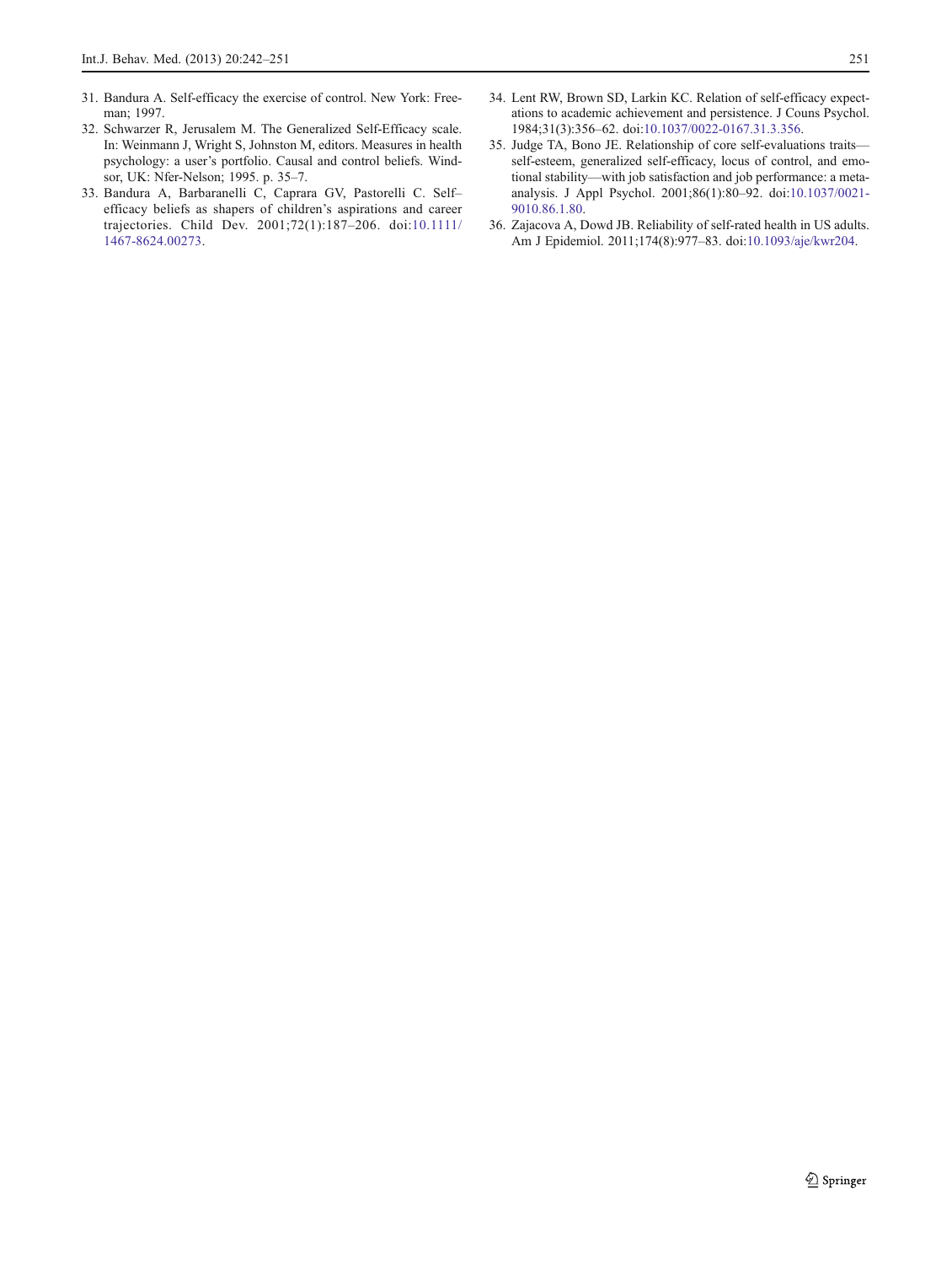31. Bandura A. Self-efficacy the exercise of control. New York: Freeman; 1997.
32. Schwarzer R, Jerusalem M. The Generalized Self-Efficacy scale. In: Weinmann J, Wright S, Johnston M, editors. Measures in health psychology: a user's portfolio. Causal and control beliefs. Windsor, UK: Nfer-Nelson; 1995. p. 35–7.
33. Bandura A, Barbaranelli C, Caprara GV, Pastorelli C. Self–efficacy beliefs as shapers of children's aspirations and career trajectories. Child Dev. 2001;72(1):187–206. doi:10.1111/1467-8624.00273.
34. Lent RW, Brown SD, Larkin KC. Relation of self-efficacy expectations to academic achievement and persistence. J Couns Psychol. 1984;31(3):356–62. doi:10.1037/0022-0167.31.3.356.
35. Judge TA, Bono JE. Relationship of core self-evaluations traits—self-esteem, generalized self-efficacy, locus of control, and emotional stability—with job satisfaction and job performance: a meta-analysis. J Appl Psychol. 2001;86(1):80–92. doi:10.1037/0021-9010.86.1.80.
36. Zajacova A, Dowd JB. Reliability of self-rated health in US adults. Am J Epidemiol. 2011;174(8):977–83. doi:10.1093/aje/kwr204.